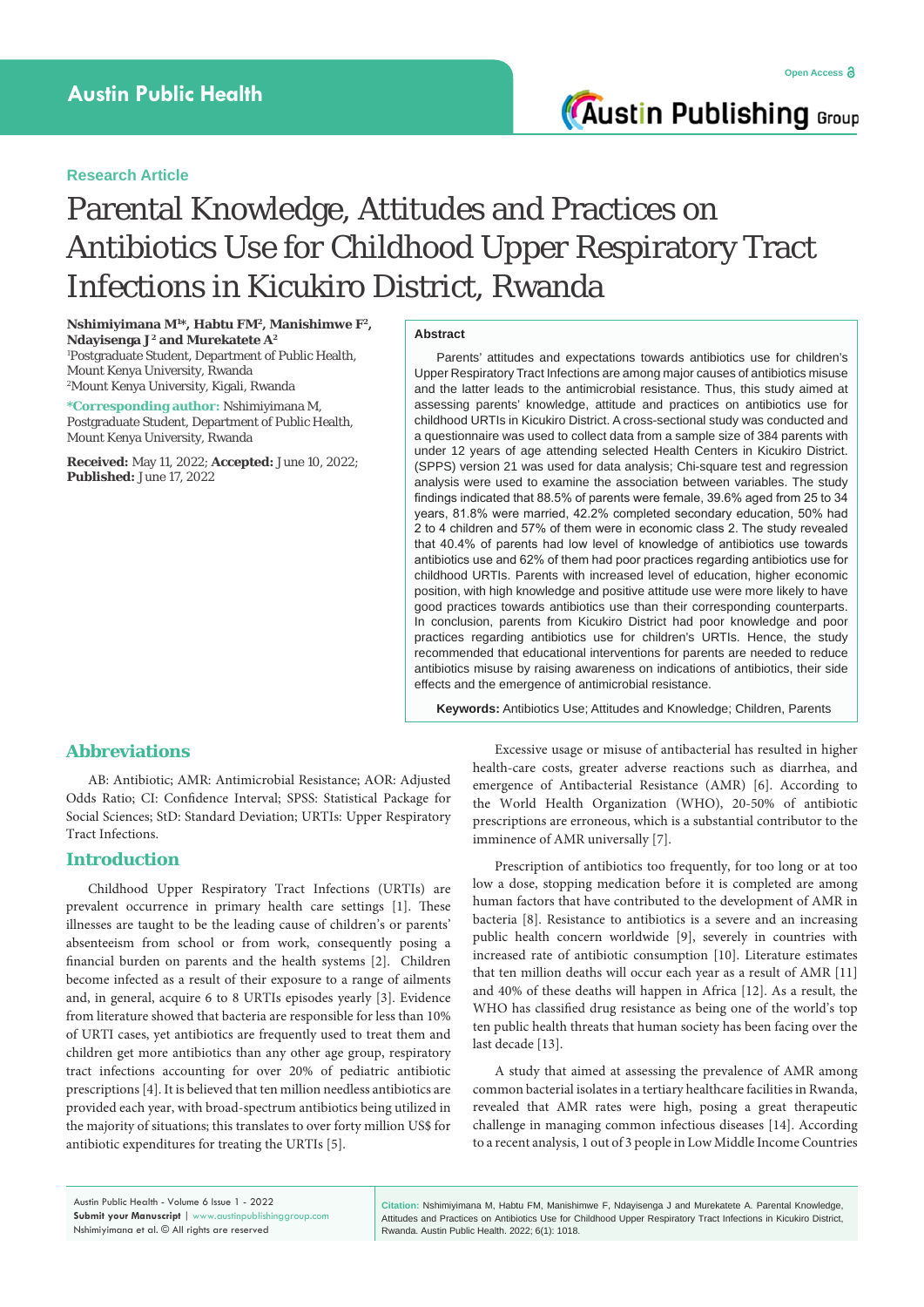Research Article

# Parental Knowledge, Attitudes and Practices on Antibiotics Use for Childhood Upper Respiratory Tract Infections in Kicukiro District, Rwanda

**Nshimiyimana M[1]*, Habtu FM[2], Manishimwe F[2], Ndayisenga J[2] and Murekatete A[2]**

[1]Postgraduate Student, Department of Public Health, Mount Kenya University, Rwanda

[2]Mount Kenya University, Kigali, Rwanda

***Corresponding author:** Nshimiyimana M, Postgraduate Student, Department of Public Health, Mount Kenya University, Rwanda

**Received:** May 11, 2022; **Accepted:** June 10, 2022; **Published:** June 17, 2022

## Abstract

Parents' attitudes and expectations towards antibiotics use for children's Upper Respiratory Tract Infections are among major causes of antibiotics misuse and the latter leads to the antimicrobial resistance. Thus, this study aimed at assessing parents' knowledge, attitude and practices on antibiotics use for childhood URTIs in Kicukiro District. A cross-sectional study was conducted and a questionnaire was used to collect data from a sample size of 384 parents with under 12 years of age attending selected Health Centers in Kicukiro District. (SPPS) version 21 was used for data analysis; Chi-square test and regression analysis were used to examine the association between variables. The study findings indicated that 88.5% of parents were female, 39.6% aged from 25 to 34 years, 81.8% were married, 42.2% completed secondary education, 50% had 2 to 4 children and 57% of them were in economic class 2. The study revealed that 40.4% of parents had low level of knowledge of antibiotics use towards antibiotics use and 62% of them had poor practices regarding antibiotics use for childhood URTIs. Parents with increased level of education, higher economic position, with high knowledge and positive attitude use were more likely to have good practices towards antibiotics use than their corresponding counterparts. In conclusion, parents from Kicukiro District had poor knowledge and poor practices regarding antibiotics use for children's URTIs. Hence, the study recommended that educational interventions for parents are needed to reduce antibiotics misuse by raising awareness on indications of antibiotics, their side effects and the emergence of antimicrobial resistance.

**Keywords:** Antibiotics Use; Attitudes and Knowledge; Children, Parents

## Abbreviations

AB: Antibiotic; AMR: Antimicrobial Resistance; AOR: Adjusted Odds Ratio; CI: Confidence Interval; SPSS: Statistical Package for Social Sciences; StD: Standard Deviation; URTIs: Upper Respiratory Tract Infections.

## Introduction

Childhood Upper Respiratory Tract Infections (URTIs) are prevalent occurrence in primary health care settings [1]. These illnesses are taught to be the leading cause of children's or parents' absenteeism from school or from work, consequently posing a financial burden on parents and the health systems [2]. Children become infected as a result of their exposure to a range of ailments and, in general, acquire 6 to 8 URTIs episodes yearly [3]. Evidence from literature showed that bacteria are responsible for less than 10% of URTI cases, yet antibiotics are frequently used to treat them and children get more antibiotics than any other age group, respiratory tract infections accounting for over 20% of pediatric antibiotic prescriptions [4]. It is believed that ten million needless antibiotics are provided each year, with broad-spectrum antibiotics being utilized in the majority of situations; this translates to over forty million US$ for antibiotic expenditures for treating the URTIs [5].

Excessive usage or misuse of antibacterial has resulted in higher health-care costs, greater adverse reactions such as diarrhea, and emergence of Antibacterial Resistance (AMR) [6]. According to the World Health Organization (WHO), 20-50% of antibiotic prescriptions are erroneous, which is a substantial contributor to the imminence of AMR universally [7].

Prescription of antibiotics too frequently, for too long or at too low a dose, stopping medication before it is completed are among human factors that have contributed to the development of AMR in bacteria [8]. Resistance to antibiotics is a severe and an increasing public health concern worldwide [9], severely in countries with increased rate of antibiotic consumption [10]. Literature estimates that ten million deaths will occur each year as a result of AMR [11] and 40% of these deaths will happen in Africa [12]. As a result, the WHO has classified drug resistance as being one of the world's top ten public health threats that human society has been facing over the last decade [13].

A study that aimed at assessing the prevalence of AMR among common bacterial isolates in a tertiary healthcare facilities in Rwanda, revealed that AMR rates were high, posing a great therapeutic challenge in managing common infectious diseases [14]. According to a recent analysis, 1 out of 3 people in Low Middle Income Countries

**Citation:** Nshimiyimana M, Habtu FM, Manishimwe F, Ndayisenga J and Murekatete A. Parental Knowledge, Attitudes and Practices on Antibiotics Use for Childhood Upper Respiratory Tract Infections in Kicukiro District, Rwanda. Austin Public Health. 2022; 6(1): 1018.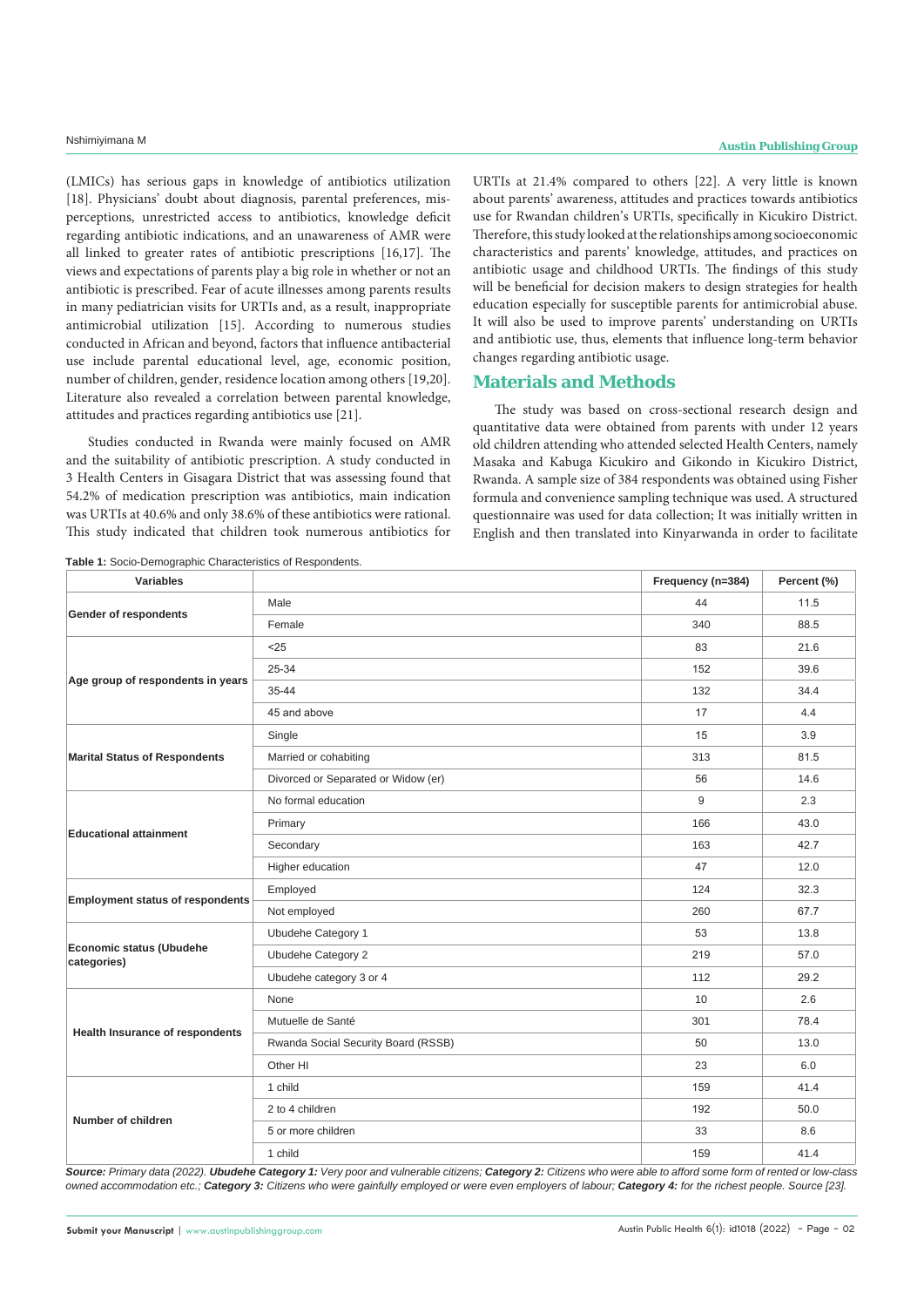(LMICs) has serious gaps in knowledge of antibiotics utilization [18]. Physicians' doubt about diagnosis, parental preferences, misperceptions, unrestricted access to antibiotics, knowledge deficit regarding antibiotic indications, and an unawareness of AMR were all linked to greater rates of antibiotic prescriptions [16,17]. The views and expectations of parents play a big role in whether or not an antibiotic is prescribed. Fear of acute illnesses among parents results in many pediatrician visits for URTIs and, as a result, inappropriate antimicrobial utilization [15]. According to numerous studies conducted in African and beyond, factors that influence antibacterial use include parental educational level, age, economic position, number of children, gender, residence location among others [19,20]. Literature also revealed a correlation between parental knowledge, attitudes and practices regarding antibiotics use [21].

Studies conducted in Rwanda were mainly focused on AMR and the suitability of antibiotic prescription. A study conducted in 3 Health Centers in Gisagara District that was assessing found that 54.2% of medication prescription was antibiotics, main indication was URTIs at 40.6% and only 38.6% of these antibiotics were rational. This study indicated that children took numerous antibiotics for URTIs at 21.4% compared to others [22]. A very little is known about parents' awareness, attitudes and practices towards antibiotics use for Rwandan children's URTIs, specifically in Kicukiro District. Therefore, this study looked at the relationships among socioeconomic characteristics and parents' knowledge, attitudes, and practices on antibiotic usage and childhood URTIs. The findings of this study will be beneficial for decision makers to design strategies for health education especially for susceptible parents for antimicrobial abuse. It will also be used to improve parents' understanding on URTIs and antibiotic use, thus, elements that influence long-term behavior changes regarding antibiotic usage.

## Materials and Methods

The study was based on cross-sectional research design and quantitative data were obtained from parents with under 12 years old children attending who attended selected Health Centers, namely Masaka and Kabuga Kicukiro and Gikondo in Kicukiro District, Rwanda. A sample size of 384 respondents was obtained using Fisher formula and convenience sampling technique was used. A structured questionnaire was used for data collection; It was initially written in English and then translated into Kinyarwanda in order to facilitate

**Table 1:** Socio-Demographic Characteristics of Respondents.

| Variables | | Frequency (n=384) | Percent (%) |
|---|---|---|---|
| **Gender of respondents** | Male | 44 | 11.5 |
| | Female | 340 | 88.5 |
| **Age group of respondents in years** | <25 | 83 | 21.6 |
| | 25-34 | 152 | 39.6 |
| | 35-44 | 132 | 34.4 |
| | 45 and above | 17 | 4.4 |
| **Marital Status of Respondents** | Single | 15 | 3.9 |
| | Married or cohabiting | 313 | 81.5 |
| | Divorced or Separated or Widow (er) | 56 | 14.6 |
| **Educational attainment** | No formal education | 9 | 2.3 |
| | Primary | 166 | 43.0 |
| | Secondary | 163 | 42.7 |
| | Higher education | 47 | 12.0 |
| **Employment status of respondents** | Employed | 124 | 32.3 |
| | Not employed | 260 | 67.7 |
| **Economic status (Ubudehe categories)** | Ubudehe Category 1 | 53 | 13.8 |
| | Ubudehe Category 2 | 219 | 57.0 |
| | Ubudehe category 3 or 4 | 112 | 29.2 |
| **Health Insurance of respondents** | None | 10 | 2.6 |
| | Mutuelle de Santé | 301 | 78.4 |
| | Rwanda Social Security Board (RSSB) | 50 | 13.0 |
| | Other HI | 23 | 6.0 |
| **Number of children** | 1 child | 159 | 41.4 |
| | 2 to 4 children | 192 | 50.0 |
| | 5 or more children | 33 | 8.6 |
| | 1 child | 159 | 41.4 |

***Source:*** *Primary data (2022).* ***Ubudehe Category 1:*** *Very poor and vulnerable citizens;* ***Category 2:*** *Citizens who were able to afford some form of rented or low-class owned accommodation etc.;* ***Category 3:*** *Citizens who were gainfully employed or were even employers of labour;* ***Category 4:*** *for the richest people. Source [23].*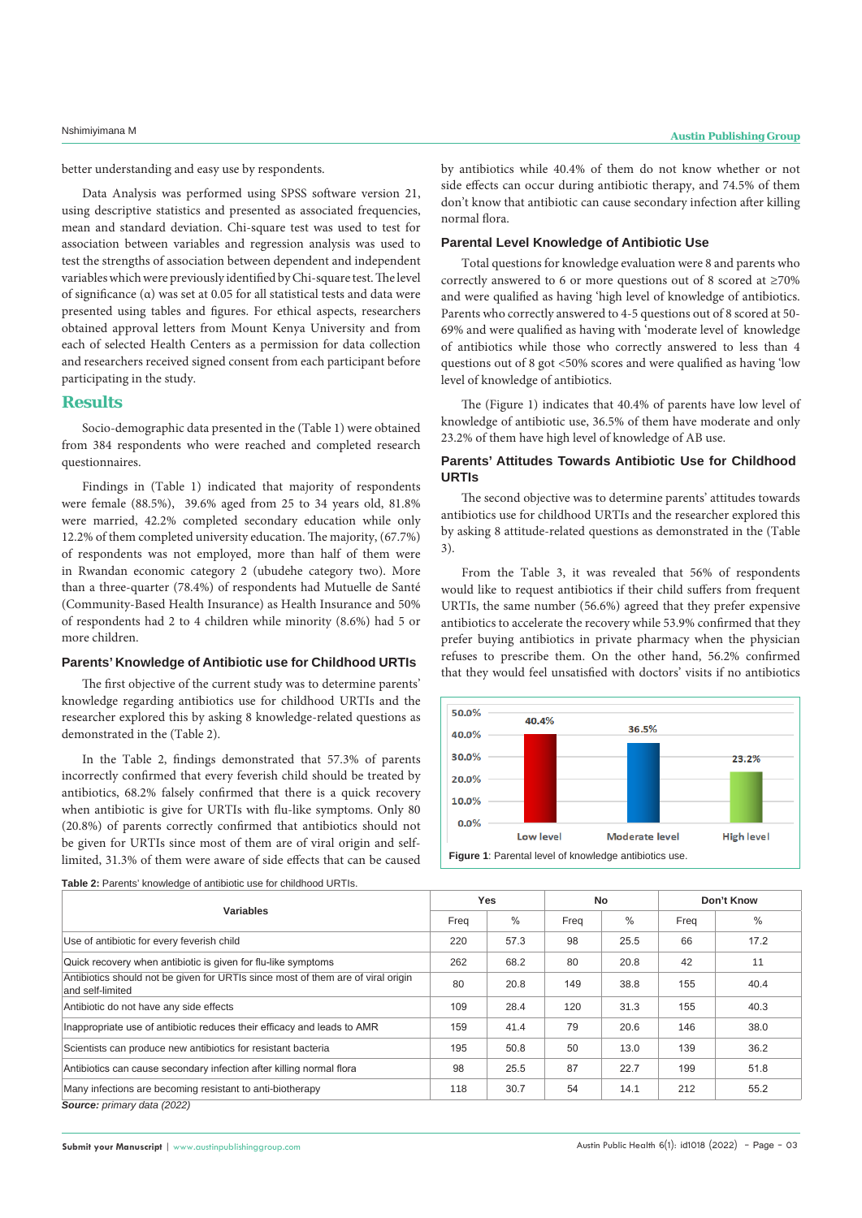better understanding and easy use by respondents.

Data Analysis was performed using SPSS software version 21, using descriptive statistics and presented as associated frequencies, mean and standard deviation. Chi-square test was used to test for association between variables and regression analysis was used to test the strengths of association between dependent and independent variables which were previously identified by Chi-square test. The level of significance (α) was set at 0.05 for all statistical tests and data were presented using tables and figures. For ethical aspects, researchers obtained approval letters from Mount Kenya University and from each of selected Health Centers as a permission for data collection and researchers received signed consent from each participant before participating in the study.

## Results

Socio-demographic data presented in the (Table 1) were obtained from 384 respondents who were reached and completed research questionnaires.

Findings in (Table 1) indicated that majority of respondents were female (88.5%), 39.6% aged from 25 to 34 years old, 81.8% were married, 42.2% completed secondary education while only 12.2% of them completed university education. The majority, (67.7%) of respondents was not employed, more than half of them were in Rwandan economic category 2 (ubudehe category two). More than a three-quarter (78.4%) of respondents had Mutuelle de Santé (Community-Based Health Insurance) as Health Insurance and 50% of respondents had 2 to 4 children while minority (8.6%) had 5 or more children.

### Parents' Knowledge of Antibiotic use for Childhood URTIs

The first objective of the current study was to determine parents' knowledge regarding antibiotics use for childhood URTIs and the researcher explored this by asking 8 knowledge-related questions as demonstrated in the (Table 2).

In the Table 2, findings demonstrated that 57.3% of parents incorrectly confirmed that every feverish child should be treated by antibiotics, 68.2% falsely confirmed that there is a quick recovery when antibiotic is give for URTIs with flu-like symptoms. Only 80 (20.8%) of parents correctly confirmed that antibiotics should not be given for URTIs since most of them are of viral origin and self-limited, 31.3% of them were aware of side effects that can be caused by antibiotics while 40.4% of them do not know whether or not side effects can occur during antibiotic therapy, and 74.5% of them don't know that antibiotic can cause secondary infection after killing normal flora.

### Parental Level Knowledge of Antibiotic Use

Total questions for knowledge evaluation were 8 and parents who correctly answered to 6 or more questions out of 8 scored at ≥70% and were qualified as having 'high level of knowledge of antibiotics. Parents who correctly answered to 4-5 questions out of 8 scored at 50-69% and were qualified as having with 'moderate level of knowledge of antibiotics while those who correctly answered to less than 4 questions out of 8 got <50% scores and were qualified as having 'low level of knowledge of antibiotics.

The (Figure 1) indicates that 40.4% of parents have low level of knowledge of antibiotic use, 36.5% of them have moderate and only 23.2% of them have high level of knowledge of AB use.

### Parents' Attitudes Towards Antibiotic Use for Childhood URTIs

The second objective was to determine parents' attitudes towards antibiotics use for childhood URTIs and the researcher explored this by asking 8 attitude-related questions as demonstrated in the (Table 3).

From the Table 3, it was revealed that 56% of respondents would like to request antibiotics if their child suffers from frequent URTIs, the same number (56.6%) agreed that they prefer expensive antibiotics to accelerate the recovery while 53.9% confirmed that they prefer buying antibiotics in private pharmacy when the physician refuses to prescribe them. On the other hand, 56.2% confirmed that they would feel unsatisfied with doctors' visits if no antibiotics

**Figure 1**: Parental level of knowledge antibiotics use.

**Table 2:** Parents' knowledge of antibiotic use for childhood URTIs.

| Variables | Yes | | No | | Don't Know | |
|---|---|---|---|---|---|---|
| | Freq | % | Freq | % | Freq | % |
| Use of antibiotic for every feverish child | 220 | 57.3 | 98 | 25.5 | 66 | 17.2 |
| Quick recovery when antibiotic is given for flu-like symptoms | 262 | 68.2 | 80 | 20.8 | 42 | 11 |
| Antibiotics should not be given for URTIs since most of them are of viral origin and self-limited | 80 | 20.8 | 149 | 38.8 | 155 | 40.4 |
| Antibiotic do not have any side effects | 109 | 28.4 | 120 | 31.3 | 155 | 40.3 |
| Inappropriate use of antibiotic reduces their efficacy and leads to AMR | 159 | 41.4 | 79 | 20.6 | 146 | 38.0 |
| Scientists can produce new antibiotics for resistant bacteria | 195 | 50.8 | 50 | 13.0 | 139 | 36.2 |
| Antibiotics can cause secondary infection after killing normal flora | 98 | 25.5 | 87 | 22.7 | 199 | 51.8 |
| Many infections are becoming resistant to anti-biotherapy | 118 | 30.7 | 54 | 14.1 | 212 | 55.2 |

***Source:*** *primary data (2022)*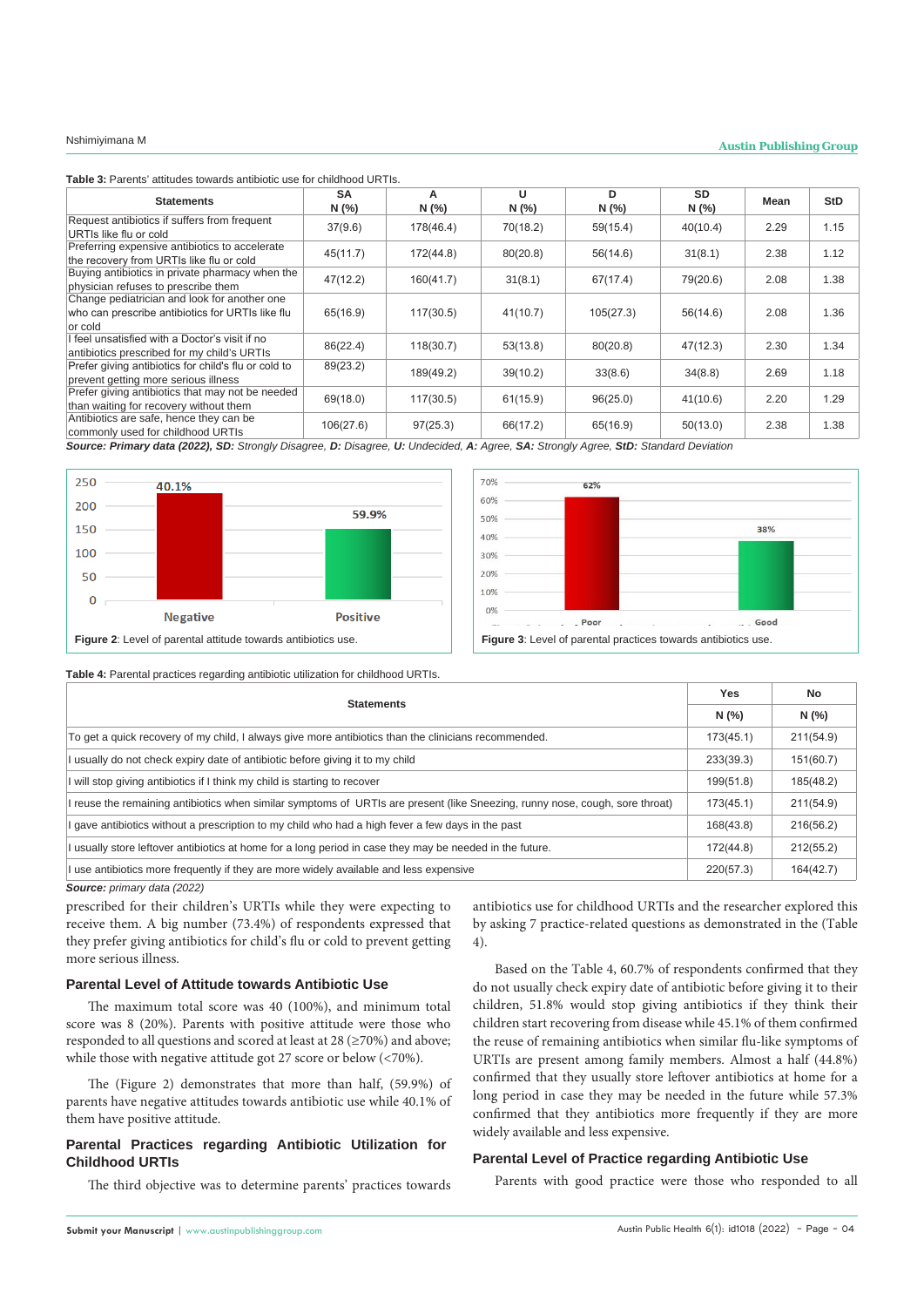**Table 3:** Parents' attitudes towards antibiotic use for childhood URTIs.

| Statements | SA N (%) | A N (%) | U N (%) | D N (%) | SD N (%) | Mean | StD |
|---|---|---|---|---|---|---|---|
| Request antibiotics if suffers from frequent URTIs like flu or cold | 37(9.6) | 178(46.4) | 70(18.2) | 59(15.4) | 40(10.4) | 2.29 | 1.15 |
| Preferring expensive antibiotics to accelerate the recovery from URTIs like flu or cold | 45(11.7) | 172(44.8) | 80(20.8) | 56(14.6) | 31(8.1) | 2.38 | 1.12 |
| Buying antibiotics in private pharmacy when the physician refuses to prescribe them | 47(12.2) | 160(41.7) | 31(8.1) | 67(17.4) | 79(20.6) | 2.08 | 1.38 |
| Change pediatrician and look for another one who can prescribe antibiotics for URTIs like flu or cold | 65(16.9) | 117(30.5) | 41(10.7) | 105(27.3) | 56(14.6) | 2.08 | 1.36 |
| I feel unsatisfied with a Doctor's visit if no antibiotics prescribed for my child's URTIs | 86(22.4) | 118(30.7) | 53(13.8) | 80(20.8) | 47(12.3) | 2.30 | 1.34 |
| Prefer giving antibiotics for child's flu or cold to prevent getting more serious illness | 89(23.2) | 189(49.2) | 39(10.2) | 33(8.6) | 34(8.8) | 2.69 | 1.18 |
| Prefer giving antibiotics that may not be needed than waiting for recovery without them | 69(18.0) | 117(30.5) | 61(15.9) | 96(25.0) | 41(10.6) | 2.20 | 1.29 |
| Antibiotics are safe, hence they can be commonly used for childhood URTIs | 106(27.6) | 97(25.3) | 66(17.2) | 65(16.9) | 50(13.0) | 2.38 | 1.38 |

***Source:*** ***Primary data (2022), SD:*** *Strongly Disagree,* ***D:*** *Disagree,* ***U:*** *Undecided,* ***A:*** *Agree,* ***SA:*** *Strongly Agree,* ***StD:*** *Standard Deviation*

**Figure 2**: Level of parental attitude towards antibiotics use.

**Figure 3**: Level of parental practices towards antibiotics use.

**Table 4:** Parental practices regarding antibiotic utilization for childhood URTIs.

| Statements | Yes N (%) | No N (%) |
|---|---|---|
| To get a quick recovery of my child, I always give more antibiotics than the clinicians recommended. | 173(45.1) | 211(54.9) |
| I usually do not check expiry date of antibiotic before giving it to my child | 233(39.3) | 151(60.7) |
| I will stop giving antibiotics if I think my child is starting to recover | 199(51.8) | 185(48.2) |
| I reuse the remaining antibiotics when similar symptoms of URTIs are present (like Sneezing, runny nose, cough, sore throat) | 173(45.1) | 211(54.9) |
| I gave antibiotics without a prescription to my child who had a high fever a few days in the past | 168(43.8) | 216(56.2) |
| I usually store leftover antibiotics at home for a long period in case they may be needed in the future. | 172(44.8) | 212(55.2) |
| I use antibiotics more frequently if they are more widely available and less expensive | 220(57.3) | 164(42.7) |

***Source:*** *primary data (2022)*

prescribed for their children's URTIs while they were expecting to receive them. A big number (73.4%) of respondents expressed that they prefer giving antibiotics for child's flu or cold to prevent getting more serious illness.

### Parental Level of Attitude towards Antibiotic Use

The maximum total score was 40 (100%), and minimum total score was 8 (20%). Parents with positive attitude were those who responded to all questions and scored at least at 28 (≥70%) and above; while those with negative attitude got 27 score or below (<70%).

The (Figure 2) demonstrates that more than half, (59.9%) of parents have negative attitudes towards antibiotic use while 40.1% of them have positive attitude.

### Parental Practices regarding Antibiotic Utilization for Childhood URTIs

The third objective was to determine parents' practices towards antibiotics use for childhood URTIs and the researcher explored this by asking 7 practice-related questions as demonstrated in the (Table 4).

Based on the Table 4, 60.7% of respondents confirmed that they do not usually check expiry date of antibiotic before giving it to their children, 51.8% would stop giving antibiotics if they think their children start recovering from disease while 45.1% of them confirmed the reuse of remaining antibiotics when similar flu-like symptoms of URTIs are present among family members. Almost a half (44.8%) confirmed that they usually store leftover antibiotics at home for a long period in case they may be needed in the future while 57.3% confirmed that they antibiotics more frequently if they are more widely available and less expensive.

### Parental Level of Practice regarding Antibiotic Use

Parents with good practice were those who responded to all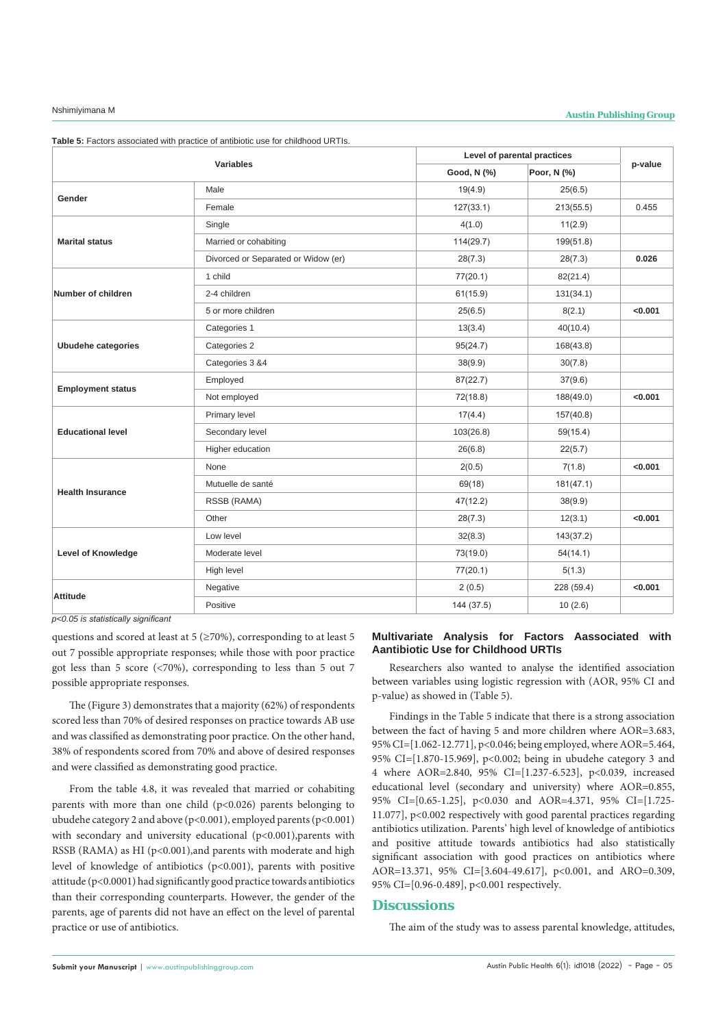**Table 5:** Factors associated with practice of antibiotic use for childhood URTIs.

| Variables | | Level of parental practices | | p-value |
|---|---|---|---|---|
| | | Good, N (%) | Poor, N (%) | |
| Gender | Male | 19(4.9) | 25(6.5) | |
| | Female | 127(33.1) | 213(55.5) | 0.455 |
| Marital status | Single | 4(1.0) | 11(2.9) | |
| | Married or cohabiting | 114(29.7) | 199(51.8) | |
| | Divorced or Separated or Widow (er) | 28(7.3) | 28(7.3) | **0.026** |
| Number of children | 1 child | 77(20.1) | 82(21.4) | |
| | 2-4 children | 61(15.9) | 131(34.1) | |
| | 5 or more children | 25(6.5) | 8(2.1) | **<0.001** |
| Ubudehe categories | Categories 1 | 13(3.4) | 40(10.4) | |
| | Categories 2 | 95(24.7) | 168(43.8) | |
| | Categories 3 &4 | 38(9.9) | 30(7.8) | |
| Employment status | Employed | 87(22.7) | 37(9.6) | |
| | Not employed | 72(18.8) | 188(49.0) | **<0.001** |
| Educational level | Primary level | 17(4.4) | 157(40.8) | |
| | Secondary level | 103(26.8) | 59(15.4) | |
| | Higher education | 26(6.8) | 22(5.7) | |
| Health Insurance | None | 2(0.5) | 7(1.8) | **<0.001** |
| | Mutuelle de santé | 69(18) | 181(47.1) | |
| | RSSB (RAMA) | 47(12.2) | 38(9.9) | |
| | Other | 28(7.3) | 12(3.1) | **<0.001** |
| Level of Knowledge | Low level | 32(8.3) | 143(37.2) | |
| | Moderate level | 73(19.0) | 54(14.1) | |
| | High level | 77(20.1) | 5(1.3) | |
| Attitude | Negative | 2 (0.5) | 228 (59.4) | **<0.001** |
| | Positive | 144 (37.5) | 10 (2.6) | |

*p<0.05 is statistically significant*

questions and scored at least at 5 (≥70%), corresponding to at least 5 out 7 possible appropriate responses; while those with poor practice got less than 5 score (<70%), corresponding to less than 5 out 7 possible appropriate responses.

The (Figure 3) demonstrates that a majority (62%) of respondents scored less than 70% of desired responses on practice towards AB use and was classified as demonstrating poor practice. On the other hand, 38% of respondents scored from 70% and above of desired responses and were classified as demonstrating good practice.

From the table 4.8, it was revealed that married or cohabiting parents with more than one child (p<0.026) parents belonging to ubudehe category 2 and above (p<0.001), employed parents (p<0.001) with secondary and university educational (p<0.001),parents with RSSB (RAMA) as HI (p<0.001),and parents with moderate and high level of knowledge of antibiotics (p<0.001), parents with positive attitude (p<0.0001) had significantly good practice towards antibiotics than their corresponding counterparts. However, the gender of the parents, age of parents did not have an effect on the level of parental practice or use of antibiotics.

### Multivariate Analysis for Factors Aassociated with Aantibiotic Use for Childhood URTIs

Researchers also wanted to analyse the identified association between variables using logistic regression with (AOR, 95% CI and p-value) as showed in (Table 5).

Findings in the Table 5 indicate that there is a strong association between the fact of having 5 and more children where AOR=3.683, 95% CI=[1.062-12.771], p<0.046; being employed, where AOR=5.464, 95% CI=[1.870-15.969], p<0.002; being in ubudehe category 3 and 4 where AOR=2.840, 95% CI=[1.237-6.523], p<0.039, increased educational level (secondary and university) where AOR=0.855, 95% CI=[0.65-1.25], p<0.030 and AOR=4.371, 95% CI=[1.725-11.077], p<0.002 respectively with good parental practices regarding antibiotics utilization. Parents' high level of knowledge of antibiotics and positive attitude towards antibiotics had also statistically significant association with good practices on antibiotics where AOR=13.371, 95% CI=[3.604-49.617], p<0.001, and ARO=0.309, 95% CI=[0.96-0.489], p<0.001 respectively.

## Discussions

The aim of the study was to assess parental knowledge, attitudes,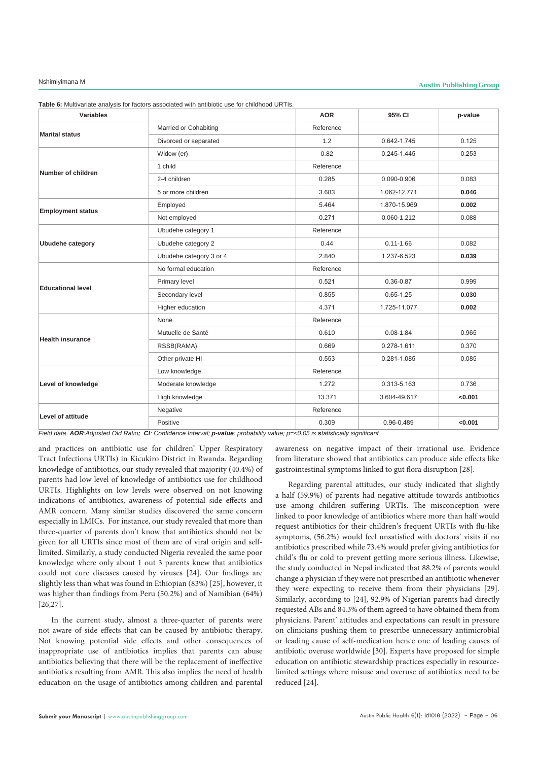**Table 6:** Multivariate analysis for factors associated with antibiotic use for childhood URTIs.

| Variables | | AOR | 95% CI | p-value |
|---|---|---|---|---|
| **Marital status** | Married or Cohabiting | Reference | | |
| | Divorced or separated | 1.2 | 0.642-1.745 | 0.125 |
| | Widow (er) | 0.82 | 0.245-1.445 | 0.253 |
| **Number of children** | 1 child | Reference | | |
| | 2-4 children | 0.285 | 0.090-0.906 | 0.083 |
| | 5 or more children | 3.683 | 1.062-12.771 | **0.046** |
| **Employment status** | Employed | 5.464 | 1.870-15.969 | **0.002** |
| | Not employed | 0.271 | 0.060-1.212 | 0.088 |
| **Ubudehe category** | Ubudehe category 1 | Reference | | |
| | Ubudehe category 2 | 0.44 | 0.11-1.66 | 0.082 |
| | Ubudehe category 3 or 4 | 2.840 | 1.237-6.523 | **0.039** |
| **Educational level** | No formal education | Reference | | |
| | Primary level | 0.521 | 0.36-0.87 | 0.999 |
| | Secondary level | 0.855 | 0.65-1.25 | **0.030** |
| | Higher education | 4.371 | 1.725-11.077 | **0.002** |
| **Health insurance** | None | Reference | | |
| | Mutuelle de Santé | 0.610 | 0.08-1.84 | 0.965 |
| | RSSB(RAMA) | 0.669 | 0.278-1.611 | 0.370 |
| | Other private HI | 0.553 | 0.281-1.085 | 0.085 |
| **Level of knowledge** | Low knowledge | Reference | | |
| | Moderate knowledge | 1.272 | 0.313-5.163 | 0.736 |
| | High knowledge | 13.371 | 3.604-49.617 | **<0.001** |
| **Level of attitude** | Negative | Reference | | |
| | Positive | 0.309 | 0.96-0.489 | **<0.001** |

*Field data.* ***AOR****:Adjusted Old Ratio;* ***CI****: Confidence Interval;* ***p-value****: probability value; p=<0.05 is statistically significant*

and practices on antibiotic use for children' Upper Respiratory Tract Infections URTIs) in Kicukiro District in Rwanda. Regarding knowledge of antibiotics, our study revealed that majority (40.4%) of parents had low level of knowledge of antibiotics use for childhood URTIs. Highlights on low levels were observed on not knowing indications of antibiotics, awareness of potential side effects and AMR concern. Many similar studies discovered the same concern especially in LMICs. For instance, our study revealed that more than three-quarter of parents don't know that antibiotics should not be given for all URTIs since most of them are of viral origin and self-limited. Similarly, a study conducted Nigeria revealed the same poor knowledge where only about 1 out 3 parents knew that antibiotics could not cure diseases caused by viruses [24]. Our findings are slightly less than what was found in Ethiopian (83%) [25], however, it was higher than findings from Peru (50.2%) and of Namibian (64%) [26,27].

In the current study, almost a three-quarter of parents were not aware of side effects that can be caused by antibiotic therapy. Not knowing potential side effects and other consequences of inappropriate use of antibiotics implies that parents can abuse antibiotics believing that there will be the replacement of ineffective antibiotics resulting from AMR. This also implies the need of health education on the usage of antibiotics among children and parental awareness on negative impact of their irrational use. Evidence from literature showed that antibiotics can produce side effects like gastrointestinal symptoms linked to gut flora disruption [28].

Regarding parental attitudes, our study indicated that slightly a half (59.9%) of parents had negative attitude towards antibiotics use among children suffering URTIs. The misconception were linked to poor knowledge of antibiotics where more than half would request antibiotics for their children's frequent URTIs with flu-like symptoms, (56.2%) would feel unsatisfied with doctors' visits if no antibiotics prescribed while 73.4% would prefer giving antibiotics for child's flu or cold to prevent getting more serious illness. Likewise, the study conducted in Nepal indicated that 88.2% of parents would change a physician if they were not prescribed an antibiotic whenever they were expecting to receive them from their physicians [29]. Similarly, according to [24], 92.9% of Nigerian parents had directly requested ABs and 84.3% of them agreed to have obtained them from physicians. Parent' attitudes and expectations can result in pressure on clinicians pushing them to prescribe unnecessary antimicrobial or leading cause of self-medication hence one of leading causes of antibiotic overuse worldwide [30]. Experts have proposed for simple education on antibiotic stewardship practices especially in resource-limited settings where misuse and overuse of antibiotics need to be reduced [24].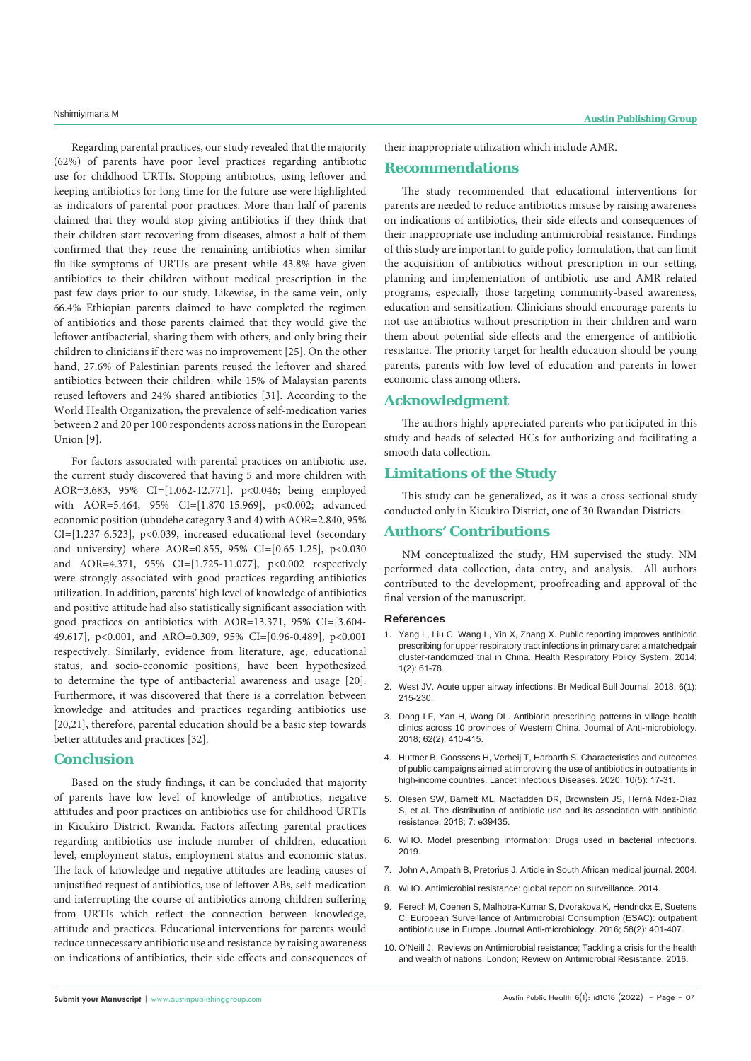Regarding parental practices, our study revealed that the majority (62%) of parents have poor level practices regarding antibiotic use for childhood URTIs. Stopping antibiotics, using leftover and keeping antibiotics for long time for the future use were highlighted as indicators of parental poor practices. More than half of parents claimed that they would stop giving antibiotics if they think that their children start recovering from diseases, almost a half of them confirmed that they reuse the remaining antibiotics when similar flu-like symptoms of URTIs are present while 43.8% have given antibiotics to their children without medical prescription in the past few days prior to our study. Likewise, in the same vein, only 66.4% Ethiopian parents claimed to have completed the regimen of antibiotics and those parents claimed that they would give the leftover antibacterial, sharing them with others, and only bring their children to clinicians if there was no improvement [25]. On the other hand, 27.6% of Palestinian parents reused the leftover and shared antibiotics between their children, while 15% of Malaysian parents reused leftovers and 24% shared antibiotics [31]. According to the World Health Organization, the prevalence of self-medication varies between 2 and 20 per 100 respondents across nations in the European Union [9].

For factors associated with parental practices on antibiotic use, the current study discovered that having 5 and more children with AOR=3.683, 95% CI=[1.062-12.771], p<0.046; being employed with AOR=5.464, 95% CI=[1.870-15.969], p<0.002; advanced economic position (ubudehe category 3 and 4) with AOR=2.840, 95% CI=[1.237-6.523], p<0.039, increased educational level (secondary and university) where AOR=0.855, 95% CI=[0.65-1.25], p<0.030 and AOR=4.371, 95% CI=[1.725-11.077], p<0.002 respectively were strongly associated with good practices regarding antibiotics utilization. In addition, parents' high level of knowledge of antibiotics and positive attitude had also statistically significant association with good practices on antibiotics with AOR=13.371, 95% CI=[3.604-49.617], p<0.001, and ARO=0.309, 95% CI=[0.96-0.489], p<0.001 respectively. Similarly, evidence from literature, age, educational status, and socio-economic positions, have been hypothesized to determine the type of antibacterial awareness and usage [20]. Furthermore, it was discovered that there is a correlation between knowledge and attitudes and practices regarding antibiotics use [20,21], therefore, parental education should be a basic step towards better attitudes and practices [32].

## Conclusion

Based on the study findings, it can be concluded that majority of parents have low level of knowledge of antibiotics, negative attitudes and poor practices on antibiotics use for childhood URTIs in Kicukiro District, Rwanda. Factors affecting parental practices regarding antibiotics use include number of children, education level, employment status, employment status and economic status. The lack of knowledge and negative attitudes are leading causes of unjustified request of antibiotics, use of leftover ABs, self-medication and interrupting the course of antibiotics among children suffering from URTIs which reflect the connection between knowledge, attitude and practices. Educational interventions for parents would reduce unnecessary antibiotic use and resistance by raising awareness on indications of antibiotics, their side effects and consequences of their inappropriate utilization which include AMR.

## Recommendations

The study recommended that educational interventions for parents are needed to reduce antibiotics misuse by raising awareness on indications of antibiotics, their side effects and consequences of their inappropriate use including antimicrobial resistance. Findings of this study are important to guide policy formulation, that can limit the acquisition of antibiotics without prescription in our setting, planning and implementation of antibiotic use and AMR related programs, especially those targeting community-based awareness, education and sensitization. Clinicians should encourage parents to not use antibiotics without prescription in their children and warn them about potential side-effects and the emergence of antibiotic resistance. The priority target for health education should be young parents, parents with low level of education and parents in lower economic class among others.

## Acknowledgment

The authors highly appreciated parents who participated in this study and heads of selected HCs for authorizing and facilitating a smooth data collection.

## Limitations of the Study

This study can be generalized, as it was a cross-sectional study conducted only in Kicukiro District, one of 30 Rwandan Districts.

## Authors' Contributions

NM conceptualized the study, HM supervised the study. NM performed data collection, data entry, and analysis. All authors contributed to the development, proofreading and approval of the final version of the manuscript.

### References

1. Yang L, Liu C, Wang L, Yin X, Zhang X. Public reporting improves antibiotic prescribing for upper respiratory tract infections in primary care: a matchedpair cluster-randomized trial in China. Health Respiratory Policy System. 2014; 1(2): 61-78.
2. West JV. Acute upper airway infections. Br Medical Bull Journal. 2018; 6(1): 215-230.
3. Dong LF, Yan H, Wang DL. Antibiotic prescribing patterns in village health clinics across 10 provinces of Western China. Journal of Anti-microbiology. 2018; 62(2): 410-415.
4. Huttner B, Goossens H, Verheij T, Harbarth S. Characteristics and outcomes of public campaigns aimed at improving the use of antibiotics in outpatients in high-income countries. Lancet Infectious Diseases. 2020; 10(5): 17-31.
5. Olesen SW, Barnett ML, Macfadden DR, Brownstein JS, Herná Ndez-Díaz S, et al. The distribution of antibiotic use and its association with antibiotic resistance. 2018; 7: e39435.
6. WHO. Model prescribing information: Drugs used in bacterial infections. 2019.
7. John A, Ampath B, Pretorius J. Article in South African medical journal. 2004.
8. WHO. Antimicrobial resistance: global report on surveillance. 2014.
9. Ferech M, Coenen S, Malhotra-Kumar S, Dvorakova K, Hendrickx E, Suetens C. European Surveillance of Antimicrobial Consumption (ESAC): outpatient antibiotic use in Europe. Journal Anti-microbiology. 2016; 58(2): 401-407.
10. O'Neill J. Reviews on Antimicrobial resistance; Tackling a crisis for the health and wealth of nations. London; Review on Antimicrobial Resistance. 2016.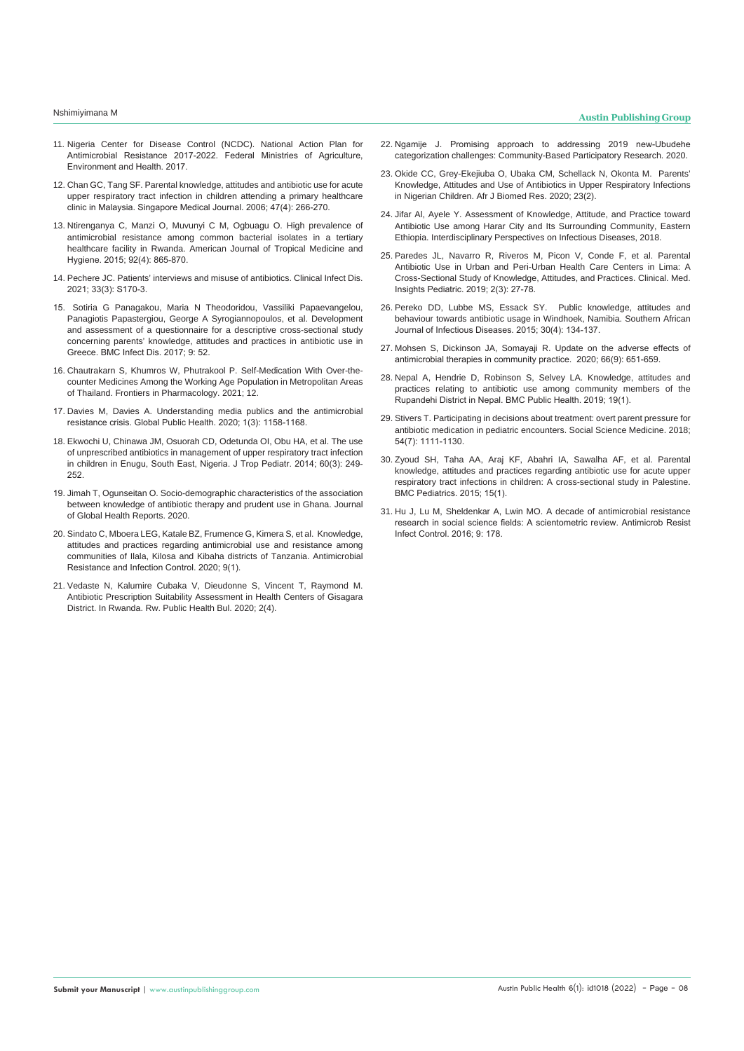11. Nigeria Center for Disease Control (NCDC). National Action Plan for Antimicrobial Resistance 2017-2022. Federal Ministries of Agriculture, Environment and Health. 2017.

12. Chan GC, Tang SF. Parental knowledge, attitudes and antibiotic use for acute upper respiratory tract infection in children attending a primary healthcare clinic in Malaysia. Singapore Medical Journal. 2006; 47(4): 266-270.

13. Ntirenganya C, Manzi O, Muvunyi C M, Ogbuagu O. High prevalence of antimicrobial resistance among common bacterial isolates in a tertiary healthcare facility in Rwanda. American Journal of Tropical Medicine and Hygiene. 2015; 92(4): 865-870.

14. Pechere JC. Patients' interviews and misuse of antibiotics. Clinical Infect Dis. 2021; 33(3): S170-3.

15. Sotiria G Panagakou, Maria N Theodoridou, Vassiliki Papaevangelou, Panagiotis Papastergiou, George A Syrogiannopoulos, et al. Development and assessment of a questionnaire for a descriptive cross-sectional study concerning parents' knowledge, attitudes and practices in antibiotic use in Greece. BMC Infect Dis. 2017; 9: 52.

16. Chautrakarn S, Khumros W, Phutrakool P. Self-Medication With Over-the-counter Medicines Among the Working Age Population in Metropolitan Areas of Thailand. Frontiers in Pharmacology. 2021; 12.

17. Davies M, Davies A. Understanding media publics and the antimicrobial resistance crisis. Global Public Health. 2020; 1(3): 1158-1168.

18. Ekwochi U, Chinawa JM, Osuorah CD, Odetunda OI, Obu HA, et al. The use of unprescribed antibiotics in management of upper respiratory tract infection in children in Enugu, South East, Nigeria. J Trop Pediatr. 2014; 60(3): 249-252.

19. Jimah T, Ogunseitan O. Socio-demographic characteristics of the association between knowledge of antibiotic therapy and prudent use in Ghana. Journal of Global Health Reports. 2020.

20. Sindato C, Mboera LEG, Katale BZ, Frumence G, Kimera S, et al. Knowledge, attitudes and practices regarding antimicrobial use and resistance among communities of Ilala, Kilosa and Kibaha districts of Tanzania. Antimicrobial Resistance and Infection Control. 2020; 9(1).

21. Vedaste N, Kalumire Cubaka V, Dieudonne S, Vincent T, Raymond M. Antibiotic Prescription Suitability Assessment in Health Centers of Gisagara District. In Rwanda. Rw. Public Health Bul. 2020; 2(4).

22. Ngamije J. Promising approach to addressing 2019 new-Ubudehe categorization challenges: Community-Based Participatory Research. 2020.

23. Okide CC, Grey-Ekejiuba O, Ubaka CM, Schellack N, Okonta M. Parents' Knowledge, Attitudes and Use of Antibiotics in Upper Respiratory Infections in Nigerian Children. Afr J Biomed Res. 2020; 23(2).

24. Jifar AI, Ayele Y. Assessment of Knowledge, Attitude, and Practice toward Antibiotic Use among Harar City and Its Surrounding Community, Eastern Ethiopia. Interdisciplinary Perspectives on Infectious Diseases, 2018.

25. Paredes JL, Navarro R, Riveros M, Picon V, Conde F, et al. Parental Antibiotic Use in Urban and Peri-Urban Health Care Centers in Lima: A Cross-Sectional Study of Knowledge, Attitudes, and Practices. Clinical. Med. Insights Pediatric. 2019; 2(3): 27-78.

26. Pereko DD, Lubbe MS, Essack SY. Public knowledge, attitudes and behaviour towards antibiotic usage in Windhoek, Namibia. Southern African Journal of Infectious Diseases. 2015; 30(4): 134-137.

27. Mohsen S, Dickinson JA, Somayaji R. Update on the adverse effects of antimicrobial therapies in community practice. 2020; 66(9): 651-659.

28. Nepal A, Hendrie D, Robinson S, Selvey LA. Knowledge, attitudes and practices relating to antibiotic use among community members of the Rupandehi District in Nepal. BMC Public Health. 2019; 19(1).

29. Stivers T. Participating in decisions about treatment: overt parent pressure for antibiotic medication in pediatric encounters. Social Science Medicine. 2018; 54(7): 1111-1130.

30. Zyoud SH, Taha AA, Araj KF, Abahri IA, Sawalha AF, et al. Parental knowledge, attitudes and practices regarding antibiotic use for acute upper respiratory tract infections in children: A cross-sectional study in Palestine. BMC Pediatrics. 2015; 15(1).

31. Hu J, Lu M, Sheldenkar A, Lwin MO. A decade of antimicrobial resistance research in social science fields: A scientometric review. Antimicrob Resist Infect Control. 2016; 9: 178.